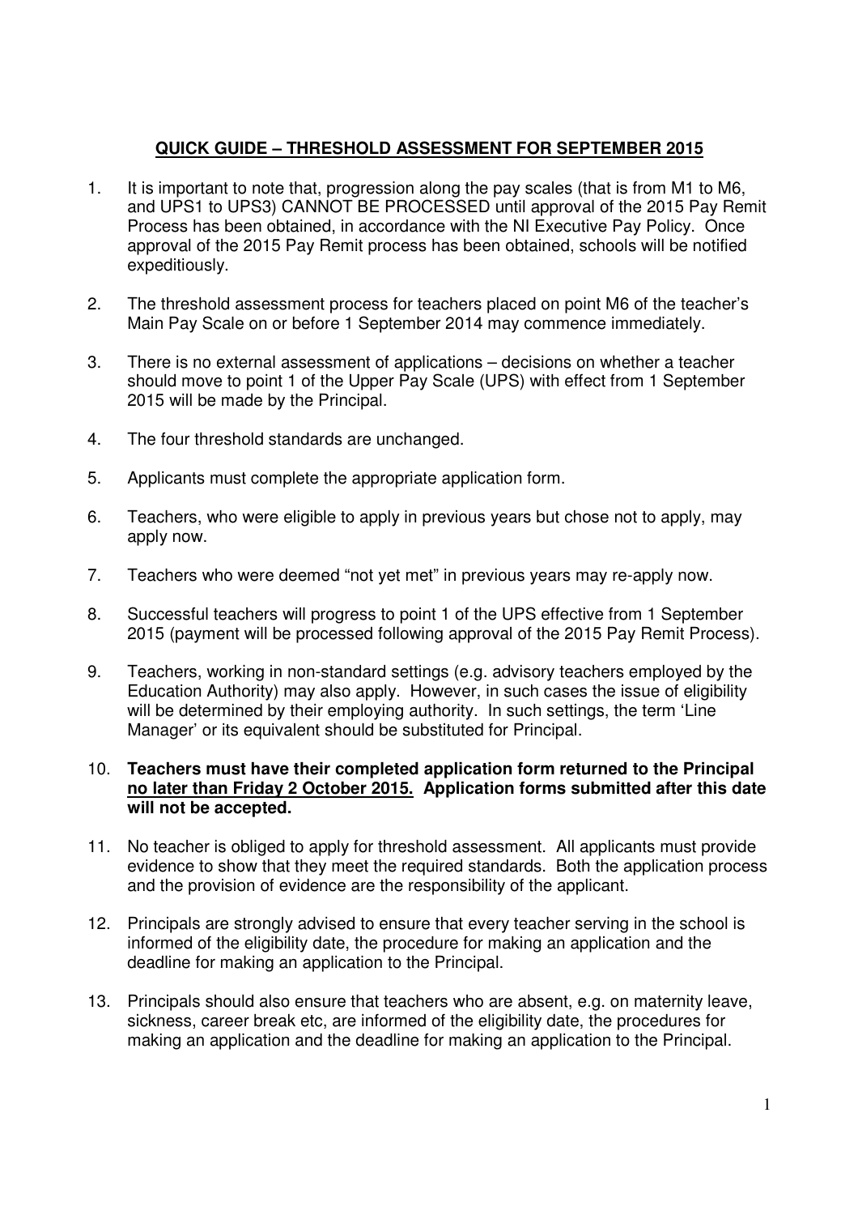# QUICK GUIDE – THRESHOLD ASSESSMENT FOR SEPTEMBER 2015

1. It is important to note that, progression along the pay scales (that is from M1 to M6, and UPS1 to UPS3) CANNOT BE PROCESSED until approval of the 2015 Pay Remit Process has been obtained, in accordance with the NI Executive Pay Policy. Once approval of the 2015 Pay Remit process has been obtained, schools will be notified expeditiously.

2. The threshold assessment process for teachers placed on point M6 of the teacher's Main Pay Scale on or before 1 September 2014 may commence immediately.

3. There is no external assessment of applications – decisions on whether a teacher should move to point 1 of the Upper Pay Scale (UPS) with effect from 1 September 2015 will be made by the Principal.

4. The four threshold standards are unchanged.

5. Applicants must complete the appropriate application form.

6. Teachers, who were eligible to apply in previous years but chose not to apply, may apply now.

7. Teachers who were deemed "not yet met" in previous years may re-apply now.

8. Successful teachers will progress to point 1 of the UPS effective from 1 September 2015 (payment will be processed following approval of the 2015 Pay Remit Process).

9. Teachers, working in non-standard settings (e.g. advisory teachers employed by the Education Authority) may also apply. However, in such cases the issue of eligibility will be determined by their employing authority. In such settings, the term 'Line Manager' or its equivalent should be substituted for Principal.

10. **Teachers must have their completed application form returned to the Principal <u>no later than Friday 2 October 2015.</u> Application forms submitted after this date will not be accepted.**

11. No teacher is obliged to apply for threshold assessment. All applicants must provide evidence to show that they meet the required standards. Both the application process and the provision of evidence are the responsibility of the applicant.

12. Principals are strongly advised to ensure that every teacher serving in the school is informed of the eligibility date, the procedure for making an application and the deadline for making an application to the Principal.

13. Principals should also ensure that teachers who are absent, e.g. on maternity leave, sickness, career break etc, are informed of the eligibility date, the procedures for making an application and the deadline for making an application to the Principal.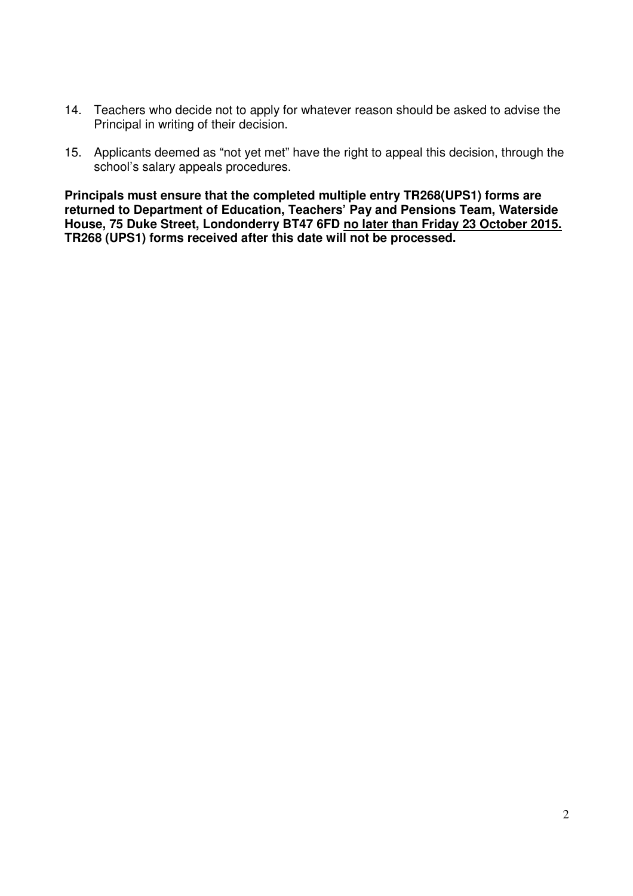14. Teachers who decide not to apply for whatever reason should be asked to advise the Principal in writing of their decision.

15. Applicants deemed as "not yet met" have the right to appeal this decision, through the school's salary appeals procedures.

**Principals must ensure that the completed multiple entry TR268(UPS1) forms are returned to Department of Education, Teachers' Pay and Pensions Team, Waterside House, 75 Duke Street, Londonderry BT47 6FD <u>no later than Friday 23 October 2015.</u> TR268 (UPS1) forms received after this date will not be processed.**